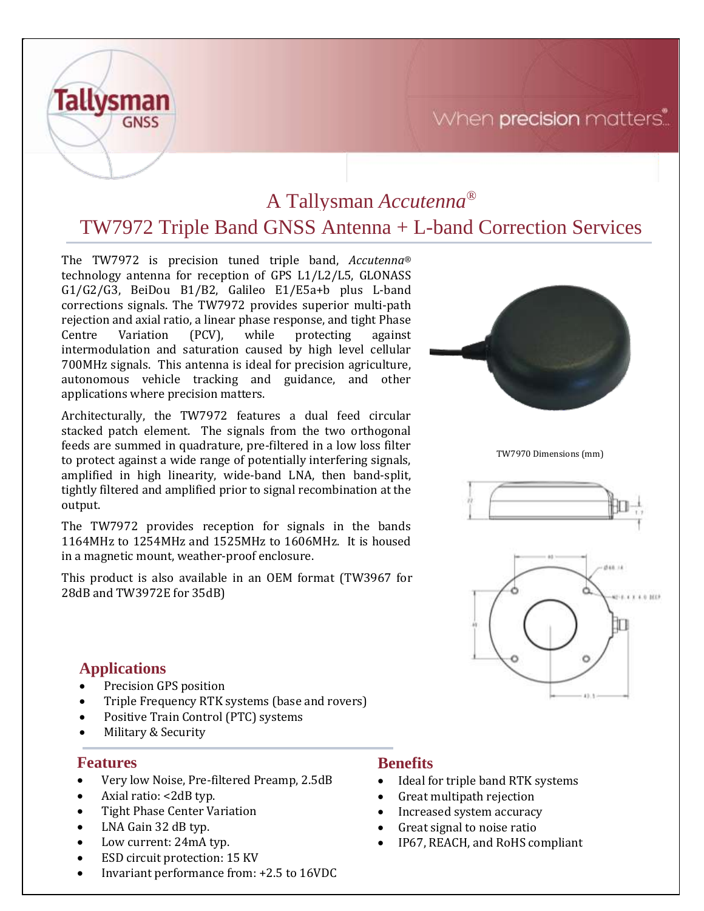Tallysman GNSS

When precision matters

# A Tallysman *Accutenna*®
# TW7972 Triple Band GNSS Antenna + L-band Correction Services

The TW7972 is precision tuned triple band, *Accutenna*® technology antenna for reception of GPS L1/L2/L5, GLONASS G1/G2/G3, BeiDou B1/B2, Galileo E1/E5a+b plus L-band corrections signals. The TW7972 provides superior multi-path rejection and axial ratio, a linear phase response, and tight Phase Centre Variation (PCV), while protecting against intermodulation and saturation caused by high level cellular 700MHz signals. This antenna is ideal for precision agriculture, autonomous vehicle tracking and guidance, and other applications where precision matters.

Architecturally, the TW7972 features a dual feed circular stacked patch element. The signals from the two orthogonal feeds are summed in quadrature, pre-filtered in a low loss filter to protect against a wide range of potentially interfering signals, amplified in high linearity, wide-band LNA, then band-split, tightly filtered and amplified prior to signal recombination at the output.

The TW7972 provides reception for signals in the bands 1164MHz to 1254MHz and 1525MHz to 1606MHz. It is housed in a magnetic mount, weather-proof enclosure.

This product is also available in an OEM format (TW3967 for 28dB and TW3972E for 35dB)

TW7970 Dimensions (mm)

## Applications

- Precision GPS position
- Triple Frequency RTK systems (base and rovers)
- Positive Train Control (PTC) systems
- Military & Security

## Features

- Very low Noise, Pre-filtered Preamp, 2.5dB
- Axial ratio: <2dB typ.
- Tight Phase Center Variation
- LNA Gain 32 dB typ.
- Low current: 24mA typ.
- ESD circuit protection: 15 KV
- Invariant performance from: +2.5 to 16VDC

## Benefits

- Ideal for triple band RTK systems
- Great multipath rejection
- Increased system accuracy
- Great signal to noise ratio
- IP67, REACH, and RoHS compliant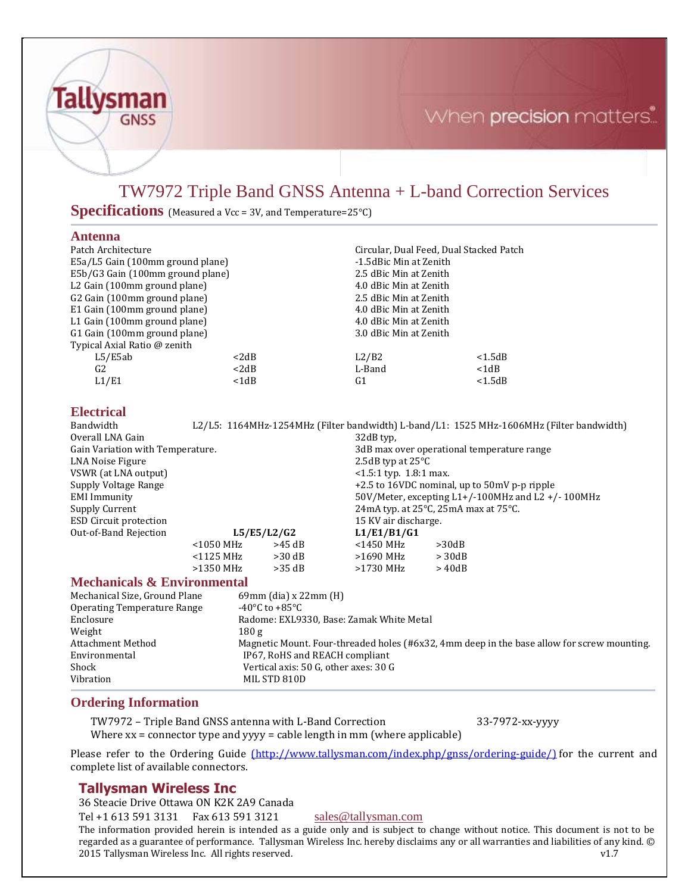# TW7972 Triple Band GNSS Antenna + L-band Correction Services

## Specifications (Measured a Vcc = 3V, and Temperature=25°C)

### Antenna

| | |
|---|---|
| Patch Architecture | Circular, Dual Feed, Dual Stacked Patch |
| E5a/L5 Gain (100mm ground plane) | -1.5dBic Min at Zenith |
| E5b/G3 Gain (100mm ground plane) | 2.5 dBic Min at Zenith |
| L2 Gain (100mm ground plane) | 4.0 dBic Min at Zenith |
| G2 Gain (100mm ground plane) | 2.5 dBic Min at Zenith |
| E1 Gain (100mm ground plane) | 4.0 dBic Min at Zenith |
| L1 Gain (100mm ground plane) | 4.0 dBic Min at Zenith |
| G1 Gain (100mm ground plane) | 3.0 dBic Min at Zenith |

Typical Axial Ratio @ zenith

| | | | |
|---|---|---|---|
| L5/E5ab | <2dB | L2/B2 | <1.5dB |
| G2 | <2dB | L-Band | <1dB |
| L1/E1 | <1dB | G1 | <1.5dB |

### Electrical

| | |
|---|---|
| Bandwidth | L2/L5: 1164MHz-1254MHz (Filter bandwidth) L-band/L1: 1525 MHz-1606MHz (Filter bandwidth) |
| Overall LNA Gain | 32dB typ, |
| Gain Variation with Temperature. | 3dB max over operational temperature range |
| LNA Noise Figure | 2.5dB typ at 25°C |
| VSWR (at LNA output) | <1.5:1 typ. 1.8:1 max. |
| Supply Voltage Range | +2.5 to 16VDC nominal, up to 50mV p-p ripple |
| EMI Immunity | 50V/Meter, excepting L1+/-100MHz and L2 +/- 100MHz |
| Supply Current | 24mA typ. at 25°C, 25mA max at 75°C. |
| ESD Circuit protection | 15 KV air discharge. |

Out-of-Band Rejection

| L5/E5/L2/G2 | | L1/E1/B1/G1 | |
|---|---|---|---|
| <1050 MHz | >45 dB | <1450 MHz | >30dB |
| <1125 MHz | >30 dB | >1690 MHz | > 30dB |
| >1350 MHz | >35 dB | >1730 MHz | > 40dB |

### Mechanicals & Environmental

| | |
|---|---|
| Mechanical Size, Ground Plane | 69mm (dia) x 22mm (H) |
| Operating Temperature Range | -40°C to +85°C |
| Enclosure | Radome: EXL9330, Base: Zamak White Metal |
| Weight | 180 g |
| Attachment Method | Magnetic Mount. Four-threaded holes (#6x32, 4mm deep in the base allow for screw mounting. |
| Environmental | IP67, RoHS and REACH compliant |
| Shock | Vertical axis: 50 G, other axes: 30 G |
| Vibration | MIL STD 810D |

### Ordering Information

TW7972 – Triple Band GNSS antenna with L-Band Correction 33-7972-xx-yyyy
Where xx = connector type and yyyy = cable length in mm (where applicable)

Please refer to the Ordering Guide (http://www.tallysman.com/index.php/gnss/ordering-guide/) for the current and complete list of available connectors.

### Tallysman Wireless Inc

36 Steacie Drive Ottawa ON K2K 2A9 Canada
Tel +1 613 591 3131 Fax 613 591 3121 sales@tallysman.com

The information provided herein is intended as a guide only and is subject to change without notice. This document is not to be regarded as a guarantee of performance. Tallysman Wireless Inc. hereby disclaims any or all warranties and liabilities of any kind. © 2015 Tallysman Wireless Inc. All rights reserved. v1.7